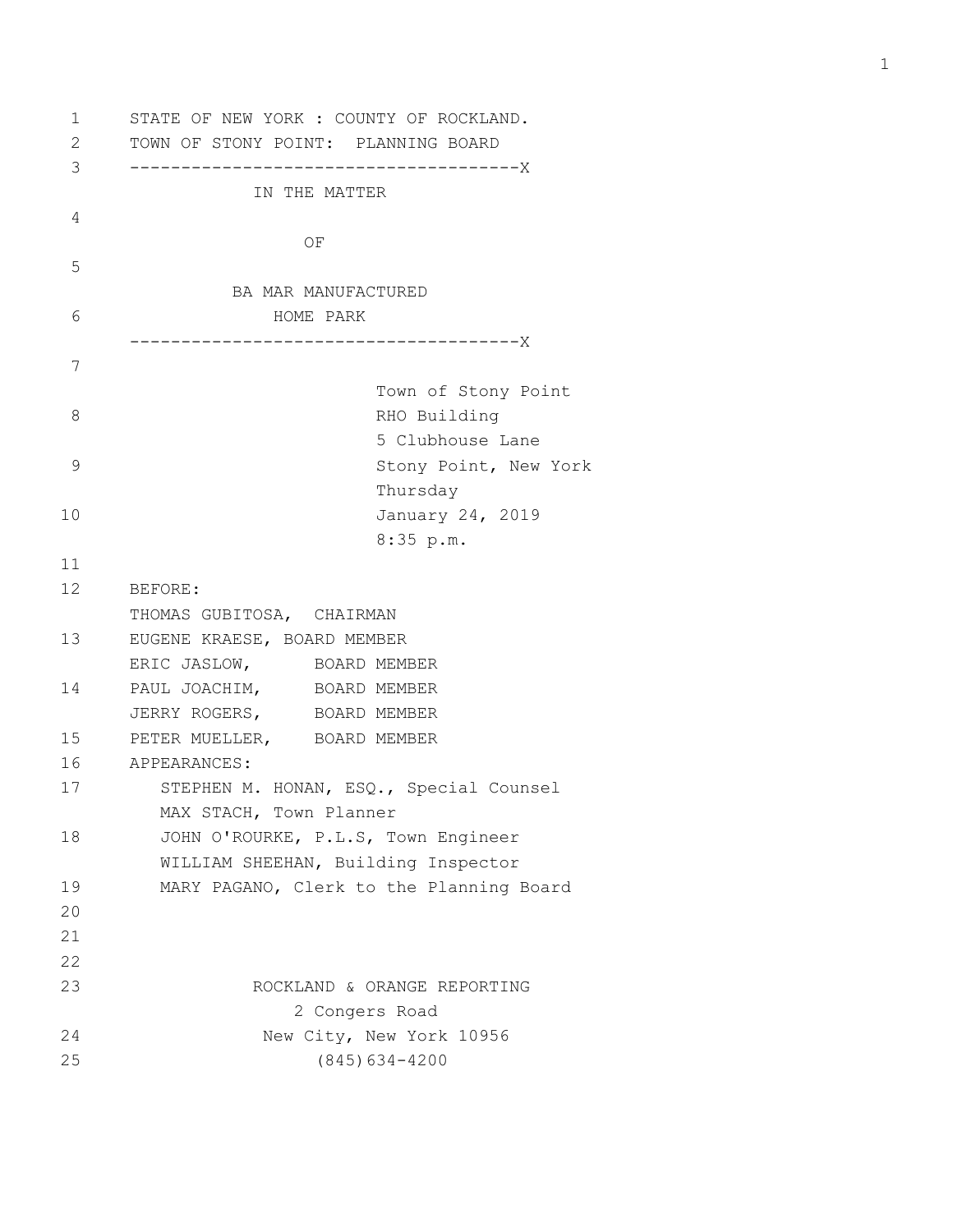STATE OF NEW YORK : COUNTY OF ROCKLAND.
TOWN OF STONY POINT: PLANNING BOARD

-------------------------------------X

IN THE MATTER

OF

BA MAR MANUFACTURED
HOME PARK

-------------------------------------X

Town of Stony Point
RHO Building
5 Clubhouse Lane
Stony Point, New York
Thursday
January 24, 2019
8:35 p.m.

BEFORE:
THOMAS GUBITOSA, CHAIRMAN
EUGENE KRAESE, BOARD MEMBER
ERIC JASLOW, BOARD MEMBER
PAUL JOACHIM, BOARD MEMBER
JERRY ROGERS, BOARD MEMBER
PETER MUELLER, BOARD MEMBER

APPEARANCES:
STEPHEN M. HONAN, ESQ., Special Counsel
MAX STACH, Town Planner
JOHN O'ROURKE, P.L.S, Town Engineer
WILLIAM SHEEHAN, Building Inspector
MARY PAGANO, Clerk to the Planning Board

ROCKLAND & ORANGE REPORTING
2 Congers Road
New City, New York 10956
(845)634-4200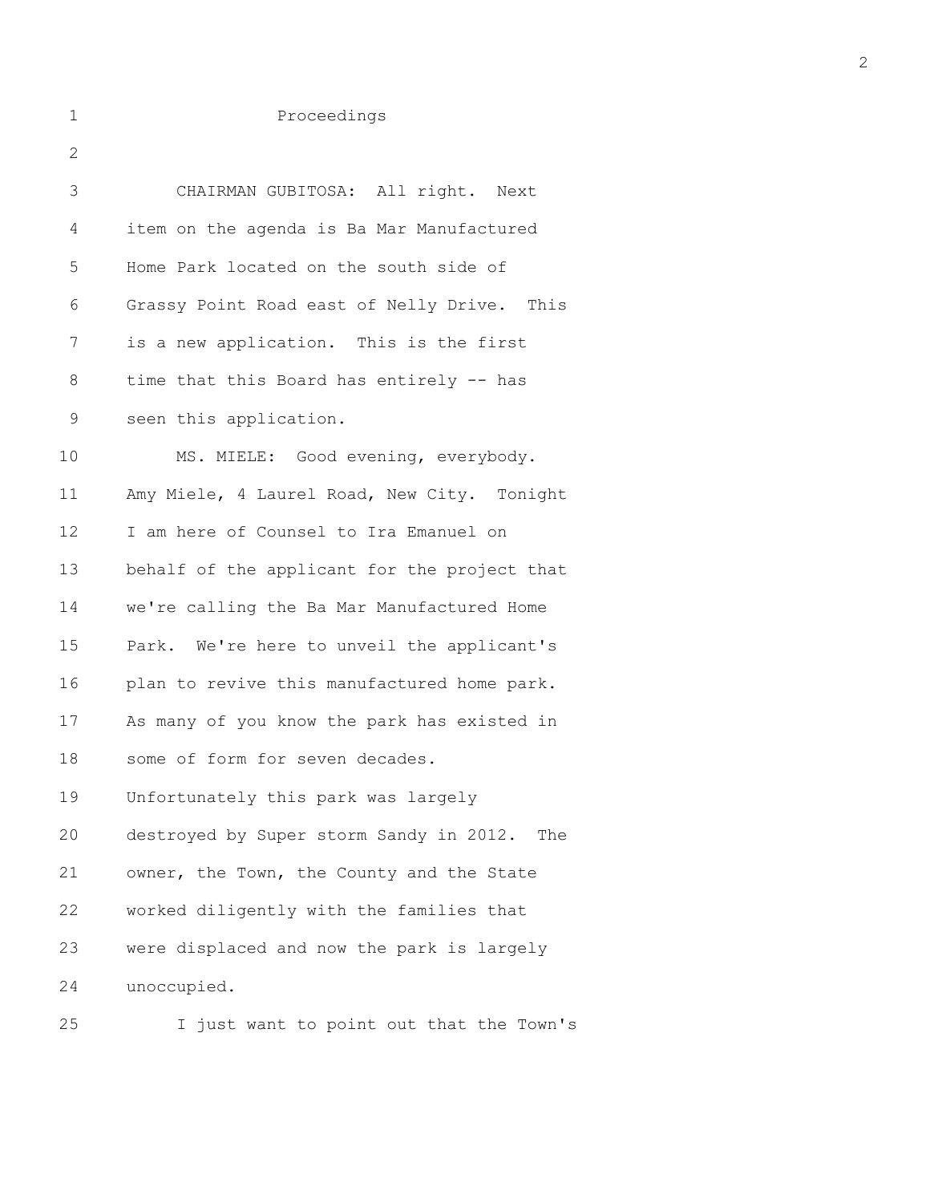Proceedings

CHAIRMAN GUBITOSA: All right. Next item on the agenda is Ba Mar Manufactured Home Park located on the south side of Grassy Point Road east of Nelly Drive. This is a new application. This is the first time that this Board has entirely -- has seen this application.

MS. MIELE: Good evening, everybody. Amy Miele, 4 Laurel Road, New City. Tonight I am here of Counsel to Ira Emanuel on behalf of the applicant for the project that we're calling the Ba Mar Manufactured Home Park. We're here to unveil the applicant's plan to revive this manufactured home park. As many of you know the park has existed in some of form for seven decades. Unfortunately this park was largely destroyed by Super storm Sandy in 2012. The owner, the Town, the County and the State worked diligently with the families that were displaced and now the park is largely unoccupied.

I just want to point out that the Town's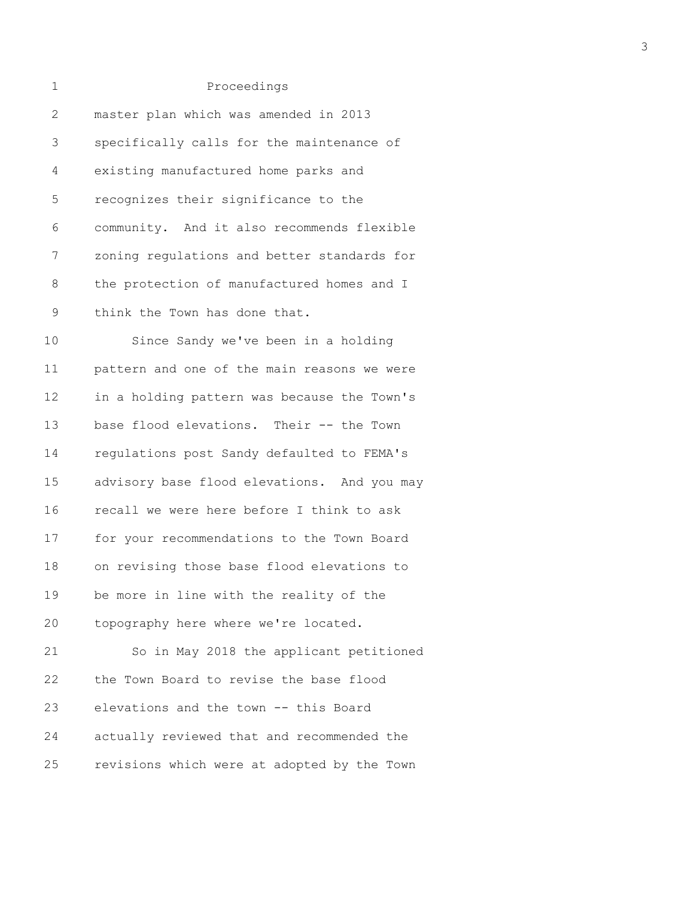Proceedings

master plan which was amended in 2013 specifically calls for the maintenance of existing manufactured home parks and recognizes their significance to the community. And it also recommends flexible zoning regulations and better standards for the protection of manufactured homes and I think the Town has done that.

Since Sandy we've been in a holding pattern and one of the main reasons we were in a holding pattern was because the Town's base flood elevations. Their -- the Town regulations post Sandy defaulted to FEMA's advisory base flood elevations. And you may recall we were here before I think to ask for your recommendations to the Town Board on revising those base flood elevations to be more in line with the reality of the topography here where we're located.

So in May 2018 the applicant petitioned the Town Board to revise the base flood elevations and the town -- this Board actually reviewed that and recommended the revisions which were at adopted by the Town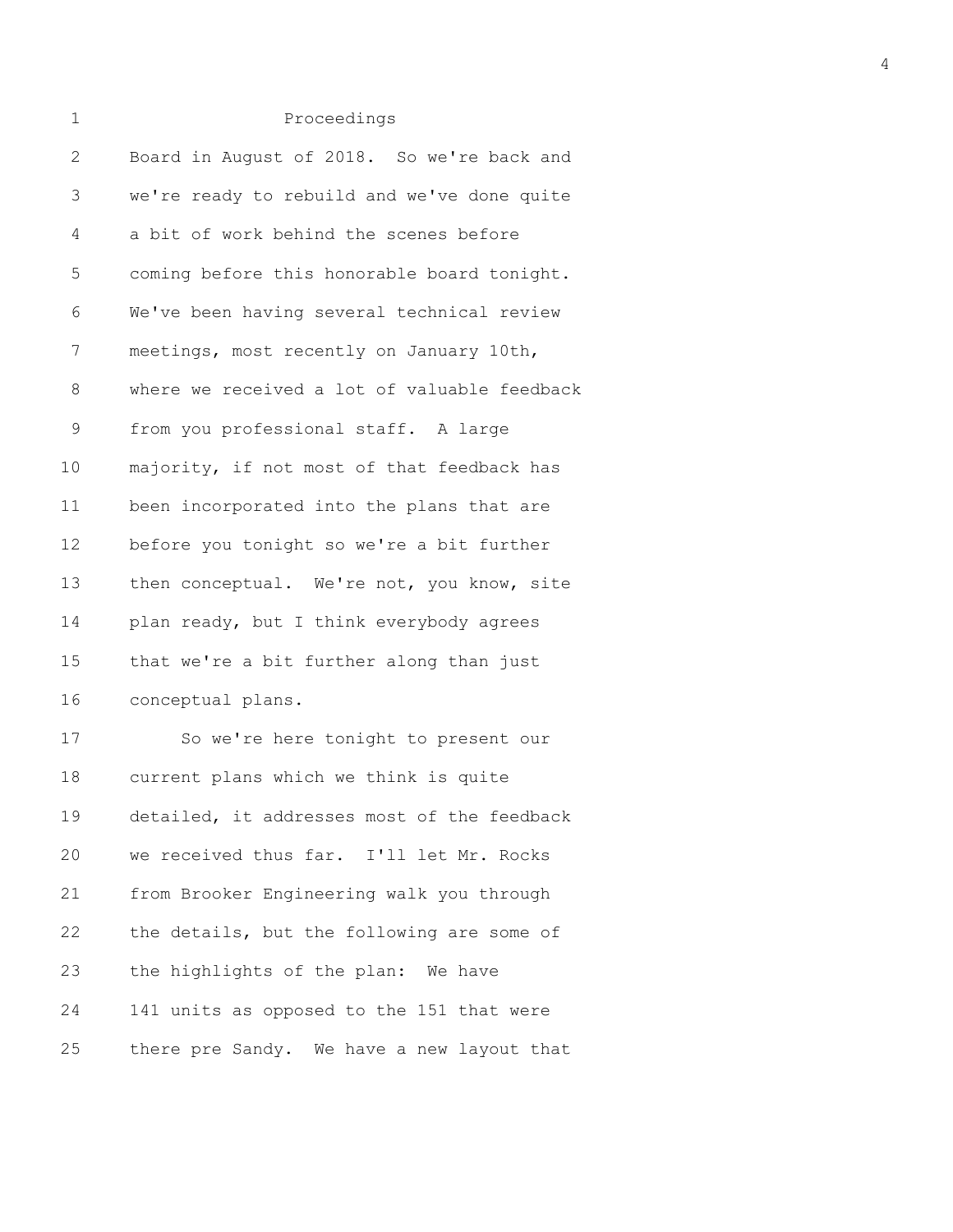Proceedings

Board in August of 2018. So we're back and we're ready to rebuild and we've done quite a bit of work behind the scenes before coming before this honorable board tonight. We've been having several technical review meetings, most recently on January 10th, where we received a lot of valuable feedback from you professional staff. A large majority, if not most of that feedback has been incorporated into the plans that are before you tonight so we're a bit further then conceptual. We're not, you know, site plan ready, but I think everybody agrees that we're a bit further along than just conceptual plans.

So we're here tonight to present our current plans which we think is quite detailed, it addresses most of the feedback we received thus far. I'll let Mr. Rocks from Brooker Engineering walk you through the details, but the following are some of the highlights of the plan: We have 141 units as opposed to the 151 that were there pre Sandy. We have a new layout that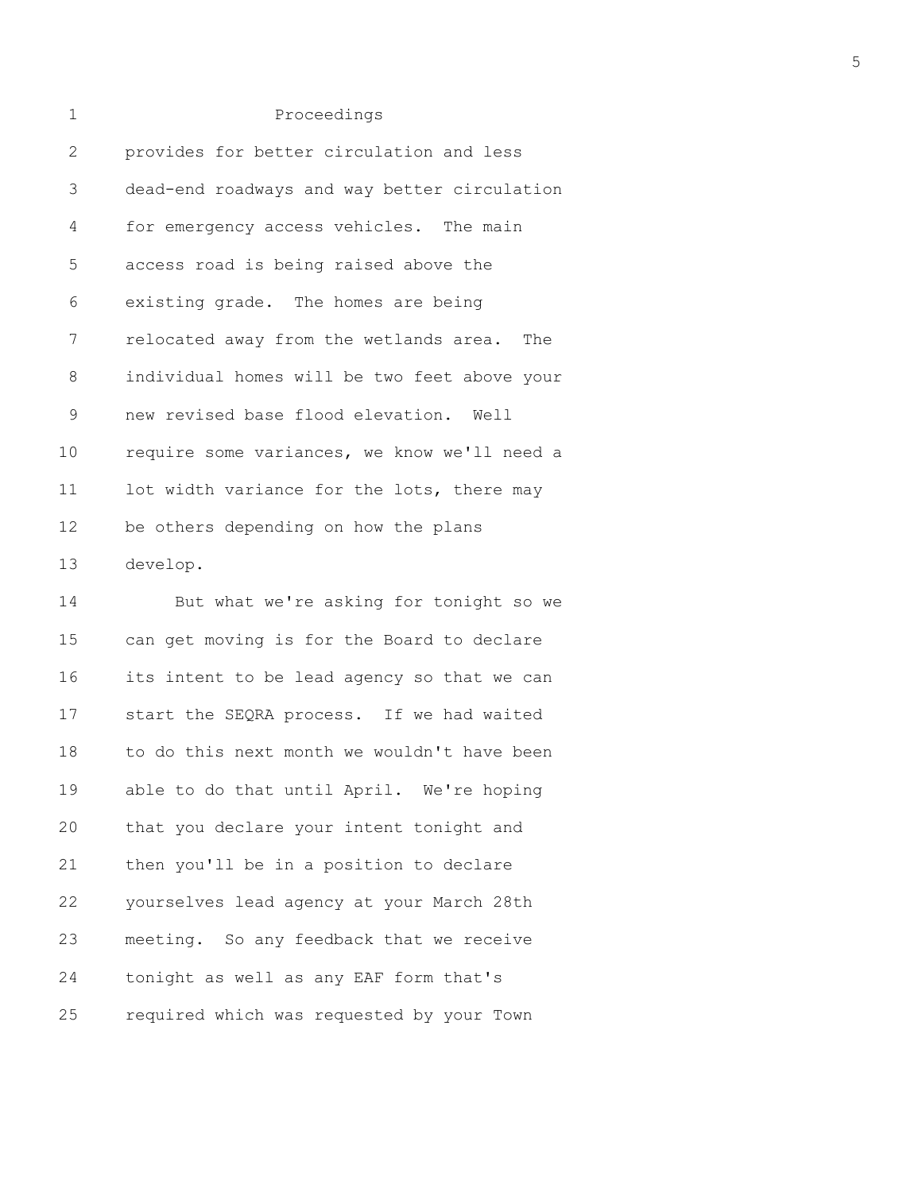Proceedings

provides for better circulation and less dead-end roadways and way better circulation for emergency access vehicles. The main access road is being raised above the existing grade. The homes are being relocated away from the wetlands area. The individual homes will be two feet above your new revised base flood elevation. Well require some variances, we know we'll need a lot width variance for the lots, there may be others depending on how the plans develop.

But what we're asking for tonight so we can get moving is for the Board to declare its intent to be lead agency so that we can start the SEQRA process. If we had waited to do this next month we wouldn't have been able to do that until April. We're hoping that you declare your intent tonight and then you'll be in a position to declare yourselves lead agency at your March 28th meeting. So any feedback that we receive tonight as well as any EAF form that's required which was requested by your Town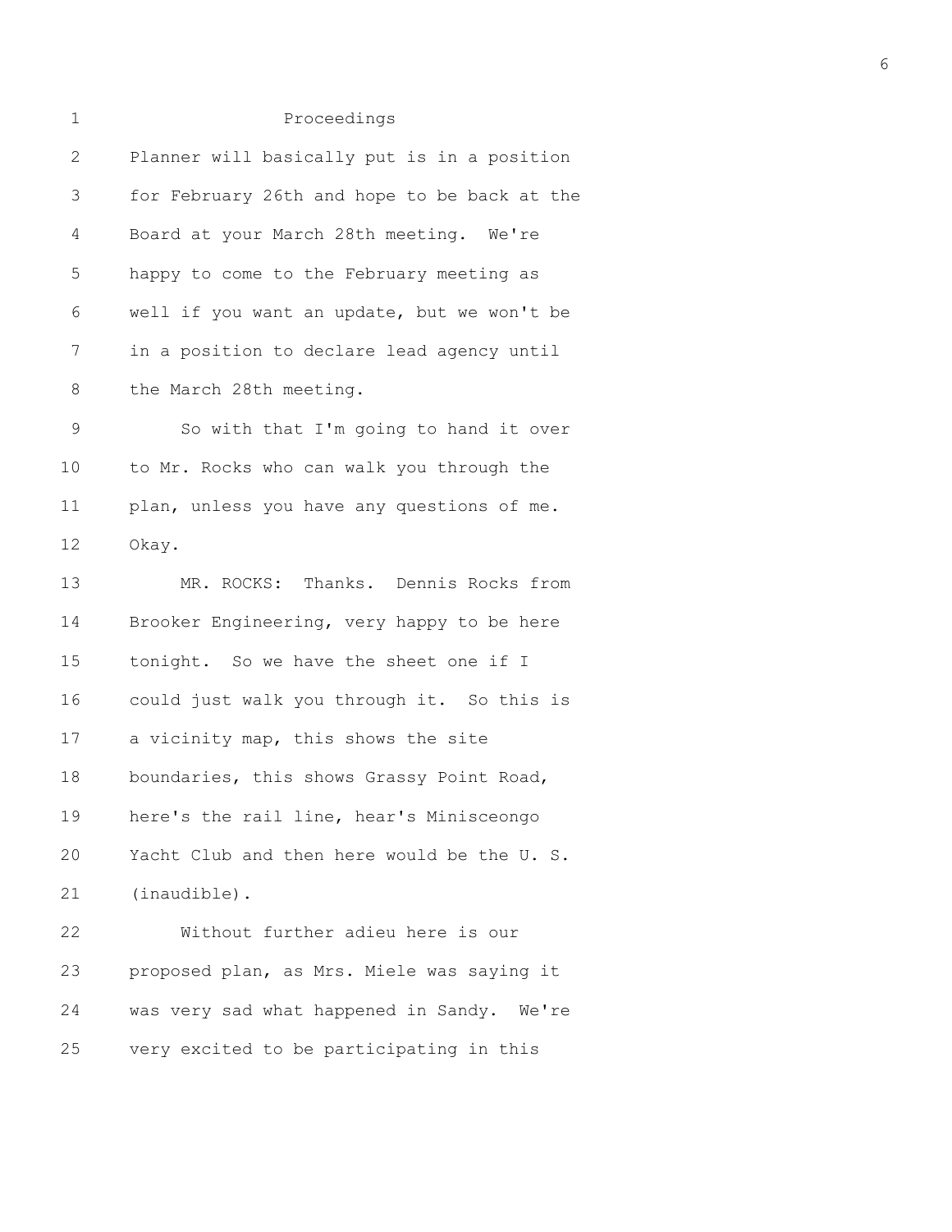Proceedings

Planner will basically put is in a position for February 26th and hope to be back at the Board at your March 28th meeting. We're happy to come to the February meeting as well if you want an update, but we won't be in a position to declare lead agency until the March 28th meeting.

So with that I'm going to hand it over to Mr. Rocks who can walk you through the plan, unless you have any questions of me. Okay.

MR. ROCKS: Thanks. Dennis Rocks from Brooker Engineering, very happy to be here tonight. So we have the sheet one if I could just walk you through it. So this is a vicinity map, this shows the site boundaries, this shows Grassy Point Road, here's the rail line, hear's Minisceongo Yacht Club and then here would be the U. S. (inaudible).

Without further adieu here is our proposed plan, as Mrs. Miele was saying it was very sad what happened in Sandy. We're very excited to be participating in this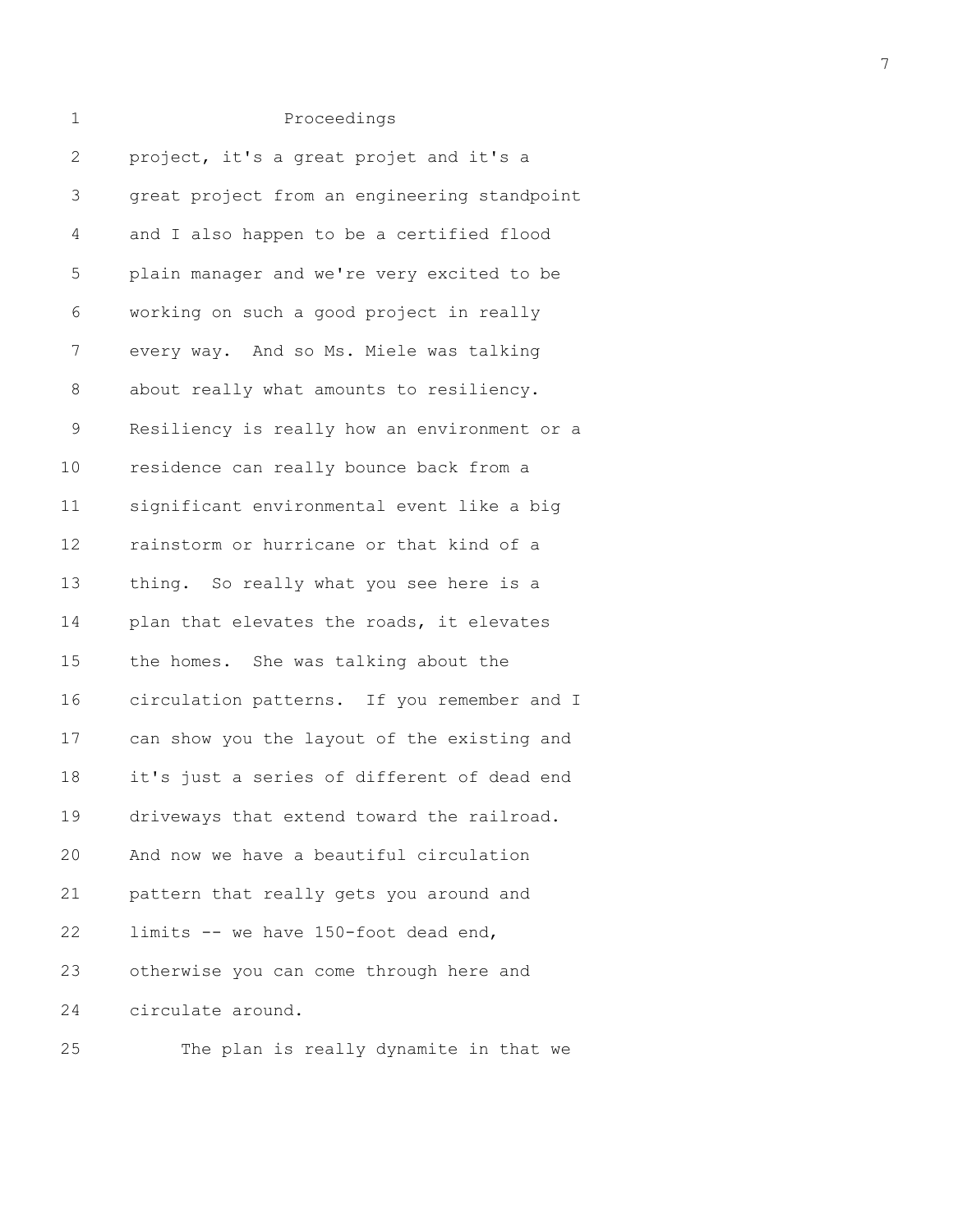Proceedings

project, it's a great projet and it's a great project from an engineering standpoint and I also happen to be a certified flood plain manager and we're very excited to be working on such a good project in really every way. And so Ms. Miele was talking about really what amounts to resiliency. Resiliency is really how an environment or a residence can really bounce back from a significant environmental event like a big rainstorm or hurricane or that kind of a thing. So really what you see here is a plan that elevates the roads, it elevates the homes. She was talking about the circulation patterns. If you remember and I can show you the layout of the existing and it's just a series of different of dead end driveways that extend toward the railroad. And now we have a beautiful circulation pattern that really gets you around and limits -- we have 150-foot dead end, otherwise you can come through here and circulate around.

The plan is really dynamite in that we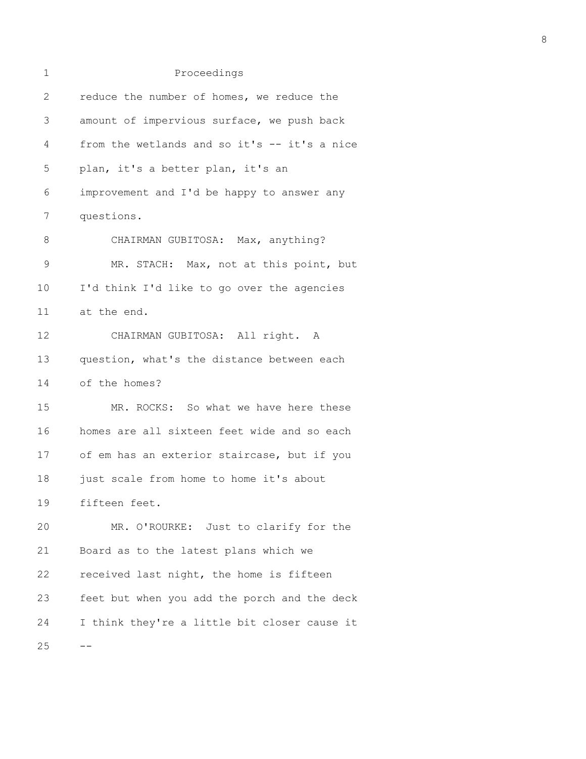Proceedings

reduce the number of homes, we reduce the amount of impervious surface, we push back from the wetlands and so it's -- it's a nice plan, it's a better plan, it's an improvement and I'd be happy to answer any questions.

CHAIRMAN GUBITOSA: Max, anything?

MR. STACH: Max, not at this point, but I'd think I'd like to go over the agencies at the end.

CHAIRMAN GUBITOSA: All right. A question, what's the distance between each of the homes?

MR. ROCKS: So what we have here these homes are all sixteen feet wide and so each of em has an exterior staircase, but if you just scale from home to home it's about fifteen feet.

MR. O'ROURKE: Just to clarify for the Board as to the latest plans which we received last night, the home is fifteen feet but when you add the porch and the deck I think they're a little bit closer cause it --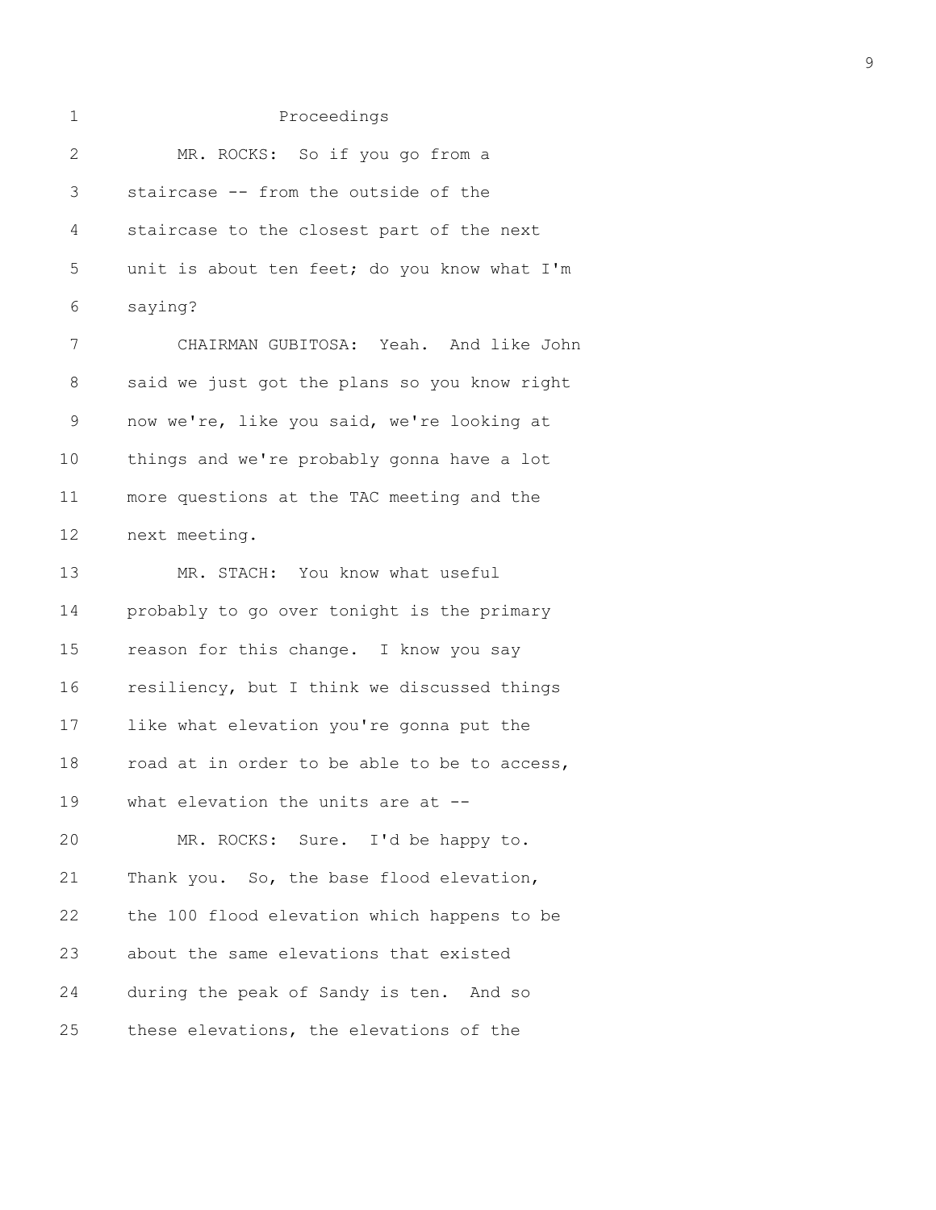Proceedings

MR. ROCKS: So if you go from a staircase -- from the outside of the staircase to the closest part of the next unit is about ten feet; do you know what I'm saying?

CHAIRMAN GUBITOSA: Yeah. And like John said we just got the plans so you know right now we're, like you said, we're looking at things and we're probably gonna have a lot more questions at the TAC meeting and the next meeting.

MR. STACH: You know what useful probably to go over tonight is the primary reason for this change. I know you say resiliency, but I think we discussed things like what elevation you're gonna put the road at in order to be able to be to access, what elevation the units are at --

MR. ROCKS: Sure. I'd be happy to. Thank you. So, the base flood elevation, the 100 flood elevation which happens to be about the same elevations that existed during the peak of Sandy is ten. And so these elevations, the elevations of the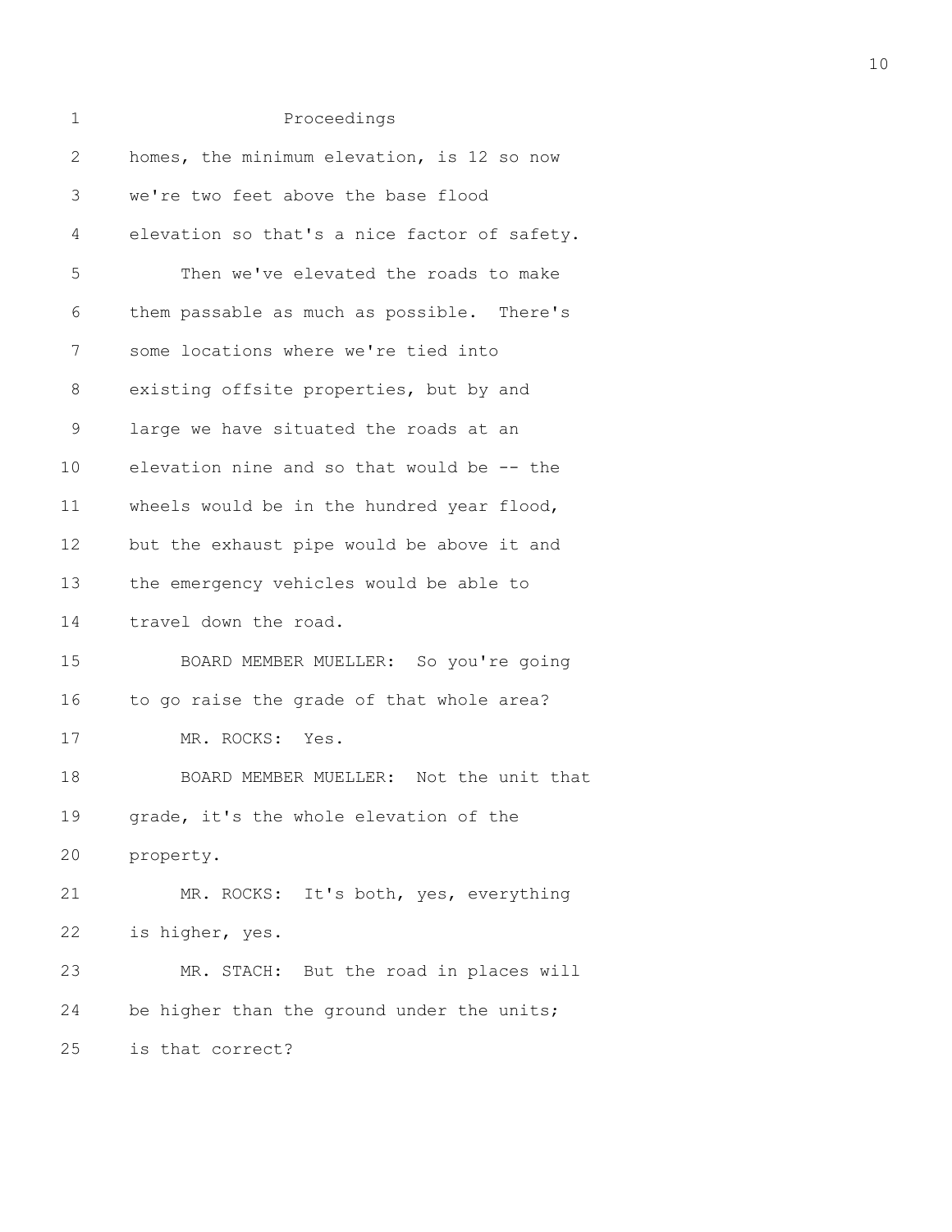Proceedings

homes, the minimum elevation, is 12 so now we're two feet above the base flood elevation so that's a nice factor of safety.

Then we've elevated the roads to make them passable as much as possible. There's some locations where we're tied into existing offsite properties, but by and large we have situated the roads at an elevation nine and so that would be -- the wheels would be in the hundred year flood, but the exhaust pipe would be above it and the emergency vehicles would be able to travel down the road.

BOARD MEMBER MUELLER: So you're going to go raise the grade of that whole area?

MR. ROCKS: Yes.

BOARD MEMBER MUELLER: Not the unit that grade, it's the whole elevation of the property.

MR. ROCKS: It's both, yes, everything is higher, yes.

MR. STACH: But the road in places will be higher than the ground under the units; is that correct?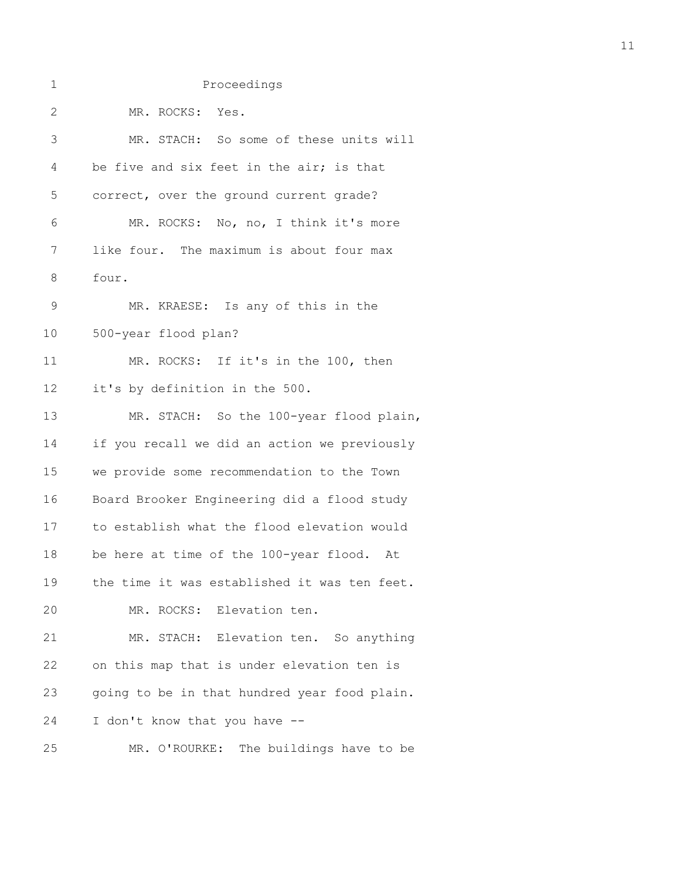Proceedings

MR. ROCKS: Yes.

MR. STACH: So some of these units will be five and six feet in the air; is that correct, over the ground current grade?

MR. ROCKS: No, no, I think it's more like four. The maximum is about four max four.

MR. KRAESE: Is any of this in the 500-year flood plan?

MR. ROCKS: If it's in the 100, then it's by definition in the 500.

MR. STACH: So the 100-year flood plain, if you recall we did an action we previously we provide some recommendation to the Town Board Brooker Engineering did a flood study to establish what the flood elevation would be here at time of the 100-year flood. At the time it was established it was ten feet.

MR. ROCKS: Elevation ten.

MR. STACH: Elevation ten. So anything on this map that is under elevation ten is going to be in that hundred year food plain. I don't know that you have --

MR. O'ROURKE: The buildings have to be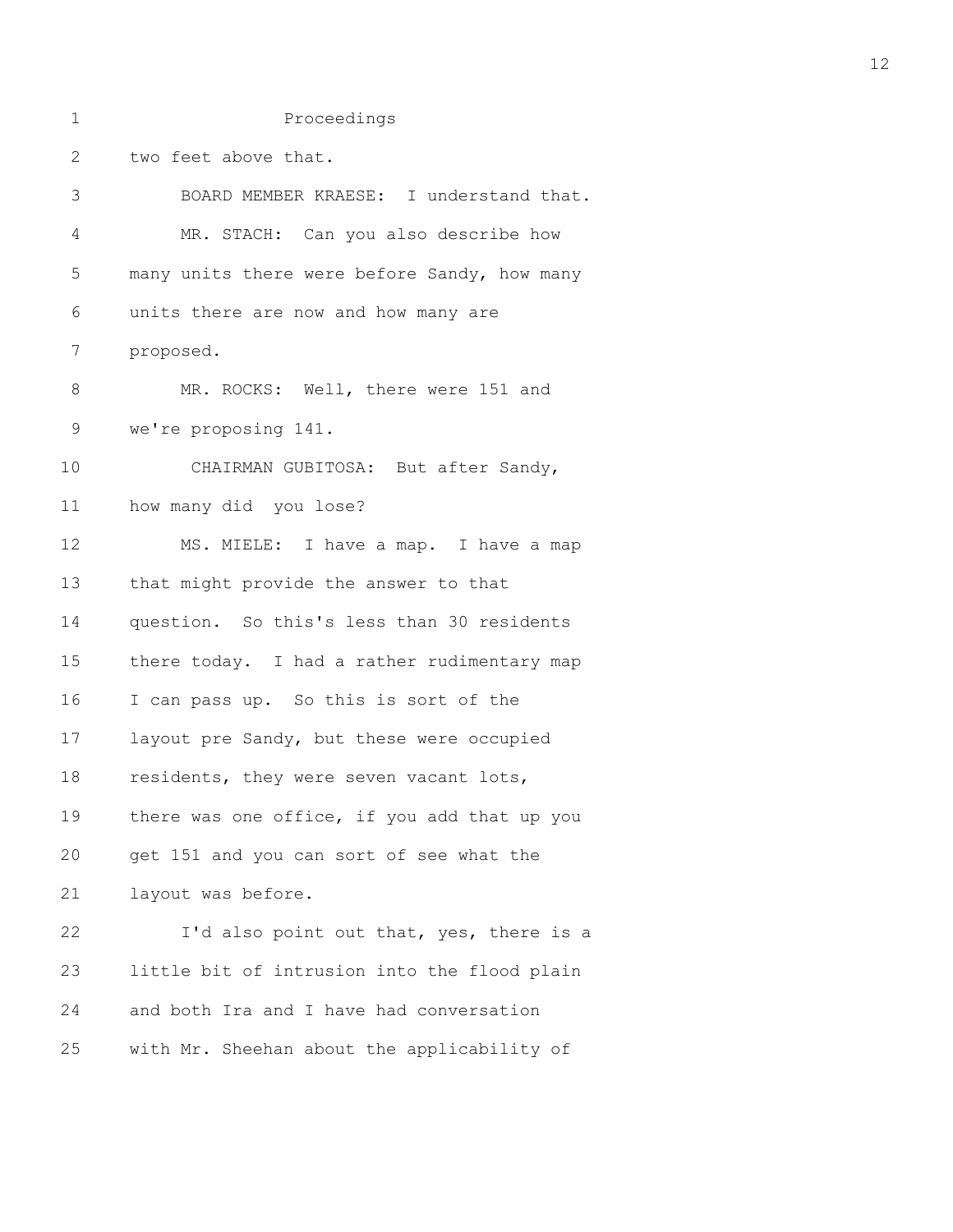Proceedings

two feet above that.

BOARD MEMBER KRAESE: I understand that.

MR. STACH: Can you also describe how many units there were before Sandy, how many units there are now and how many are proposed.

MR. ROCKS: Well, there were 151 and we're proposing 141.

CHAIRMAN GUBITOSA: But after Sandy, how many did you lose?

MS. MIELE: I have a map. I have a map that might provide the answer to that question. So this's less than 30 residents there today. I had a rather rudimentary map I can pass up. So this is sort of the layout pre Sandy, but these were occupied residents, they were seven vacant lots, there was one office, if you add that up you get 151 and you can sort of see what the layout was before.

I'd also point out that, yes, there is a little bit of intrusion into the flood plain and both Ira and I have had conversation with Mr. Sheehan about the applicability of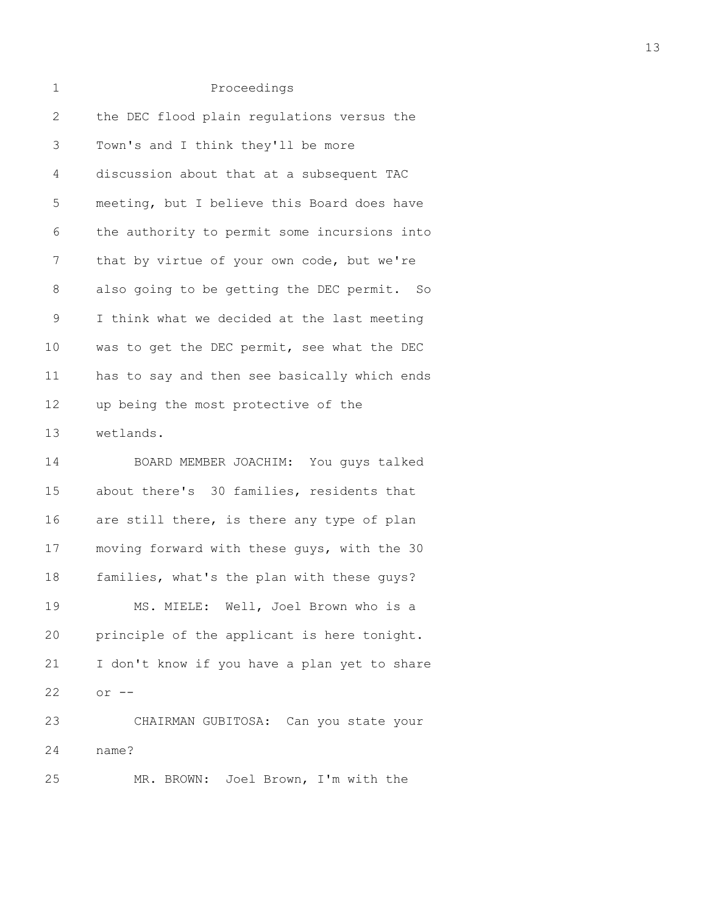Proceedings

the DEC flood plain regulations versus the Town's and I think they'll be more discussion about that at a subsequent TAC meeting, but I believe this Board does have the authority to permit some incursions into that by virtue of your own code, but we're also going to be getting the DEC permit. So I think what we decided at the last meeting was to get the DEC permit, see what the DEC has to say and then see basically which ends up being the most protective of the wetlands.

BOARD MEMBER JOACHIM: You guys talked about there's 30 families, residents that are still there, is there any type of plan moving forward with these guys, with the 30 families, what's the plan with these guys?

MS. MIELE: Well, Joel Brown who is a principle of the applicant is here tonight. I don't know if you have a plan yet to share or --

CHAIRMAN GUBITOSA: Can you state your name?

MR. BROWN: Joel Brown, I'm with the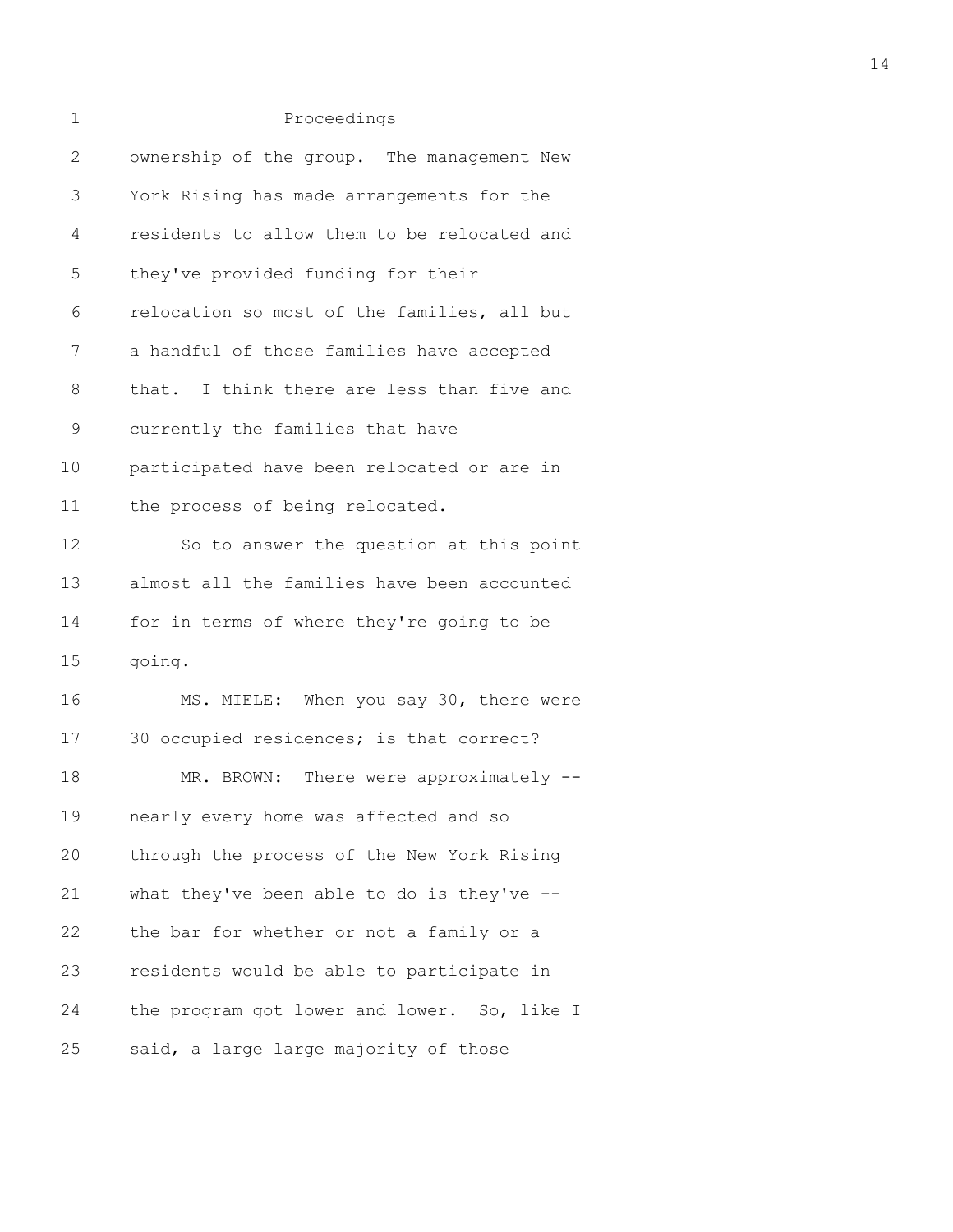ownership of the group. The management New York Rising has made arrangements for the residents to allow them to be relocated and they've provided funding for their relocation so most of the families, all but a handful of those families have accepted that. I think there are less than five and currently the families that have participated have been relocated or are in the process of being relocated.

So to answer the question at this point almost all the families have been accounted for in terms of where they're going to be going.

MS. MIELE: When you say 30, there were 30 occupied residences; is that correct?

MR. BROWN: There were approximately -- nearly every home was affected and so through the process of the New York Rising what they've been able to do is they've -- the bar for whether or not a family or a residents would be able to participate in the program got lower and lower. So, like I said, a large large majority of those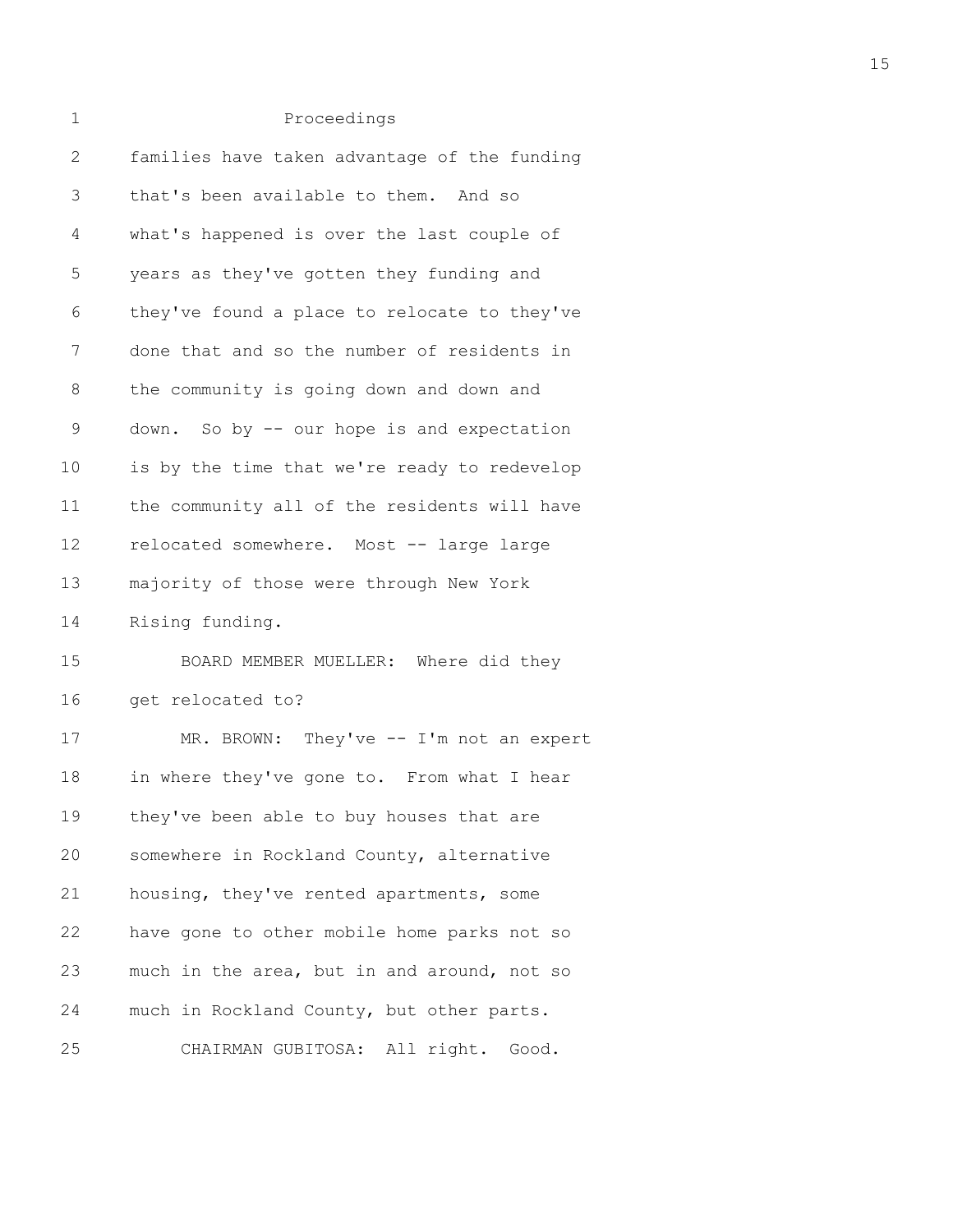Proceedings

families have taken advantage of the funding that's been available to them. And so what's happened is over the last couple of years as they've gotten they funding and they've found a place to relocate to they've done that and so the number of residents in the community is going down and down and down. So by -- our hope is and expectation is by the time that we're ready to redevelop the community all of the residents will have relocated somewhere. Most -- large large majority of those were through New York Rising funding.

BOARD MEMBER MUELLER: Where did they get relocated to?

MR. BROWN: They've -- I'm not an expert in where they've gone to. From what I hear they've been able to buy houses that are somewhere in Rockland County, alternative housing, they've rented apartments, some have gone to other mobile home parks not so much in the area, but in and around, not so much in Rockland County, but other parts.

CHAIRMAN GUBITOSA: All right. Good.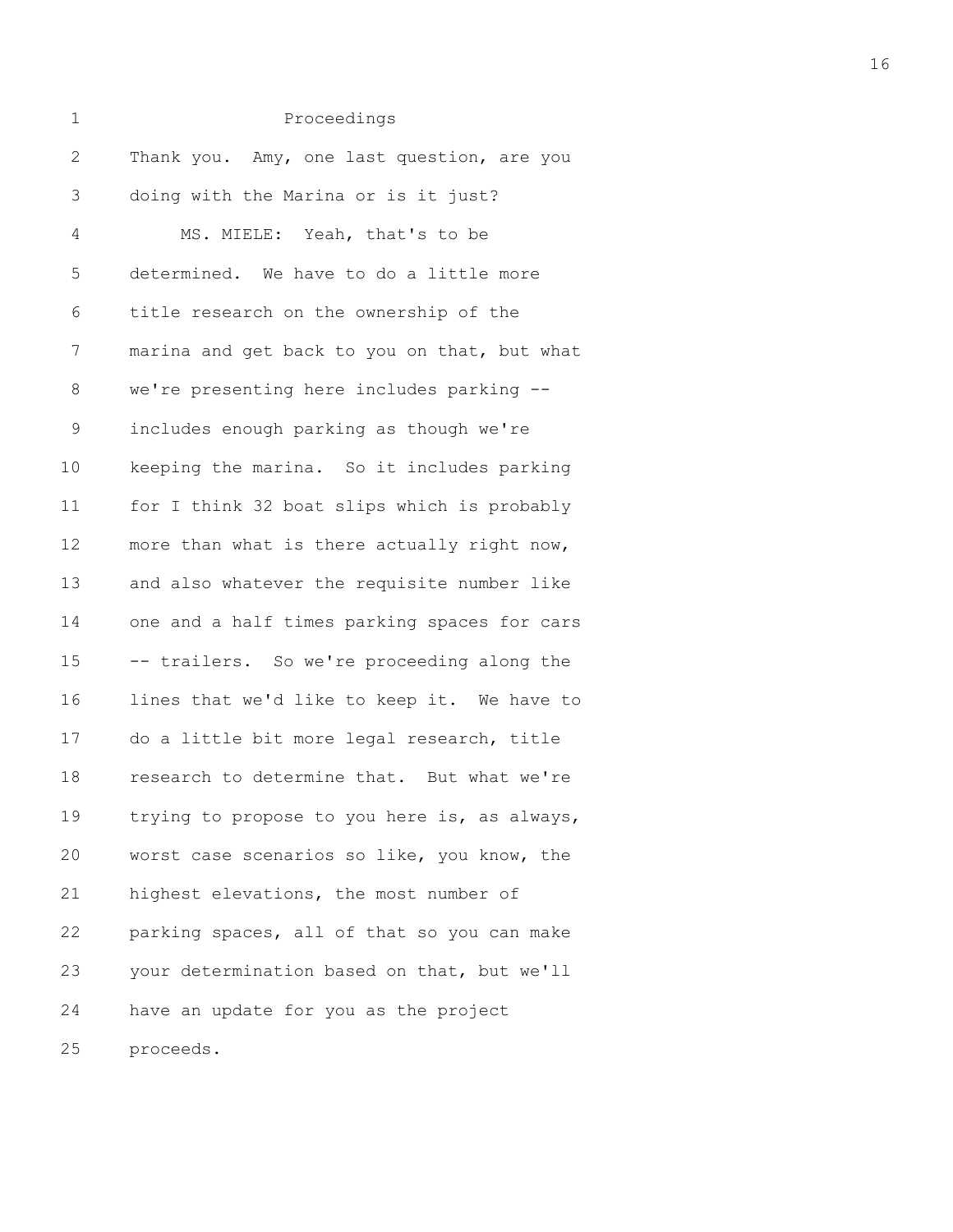Proceedings

Thank you. Amy, one last question, are you doing with the Marina or is it just?

MS. MIELE: Yeah, that's to be determined. We have to do a little more title research on the ownership of the marina and get back to you on that, but what we're presenting here includes parking -- includes enough parking as though we're keeping the marina. So it includes parking for I think 32 boat slips which is probably more than what is there actually right now, and also whatever the requisite number like one and a half times parking spaces for cars -- trailers. So we're proceeding along the lines that we'd like to keep it. We have to do a little bit more legal research, title research to determine that. But what we're trying to propose to you here is, as always, worst case scenarios so like, you know, the highest elevations, the most number of parking spaces, all of that so you can make your determination based on that, but we'll have an update for you as the project proceeds.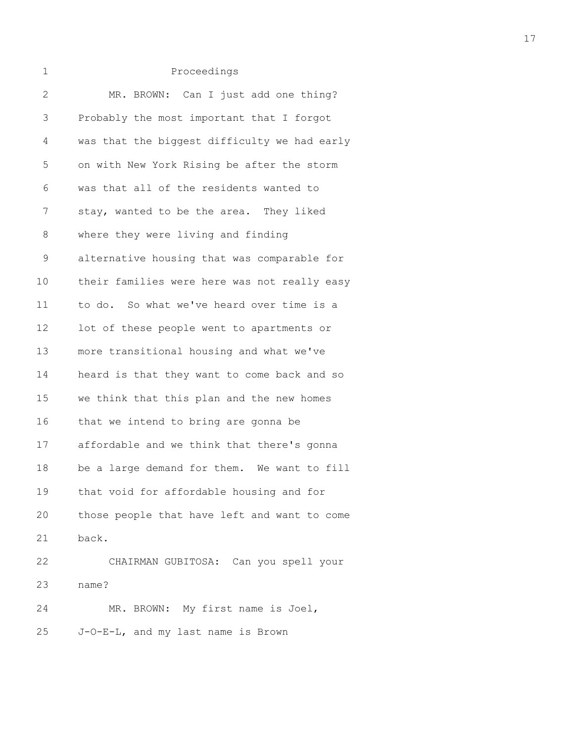Proceedings

MR. BROWN: Can I just add one thing? Probably the most important that I forgot was that the biggest difficulty we had early on with New York Rising be after the storm was that all of the residents wanted to stay, wanted to be the area. They liked where they were living and finding alternative housing that was comparable for their families were here was not really easy to do. So what we've heard over time is a lot of these people went to apartments or more transitional housing and what we've heard is that they want to come back and so we think that this plan and the new homes that we intend to bring are gonna be affordable and we think that there's gonna be a large demand for them. We want to fill that void for affordable housing and for those people that have left and want to come back.

CHAIRMAN GUBITOSA: Can you spell your name?

MR. BROWN: My first name is Joel, J-O-E-L, and my last name is Brown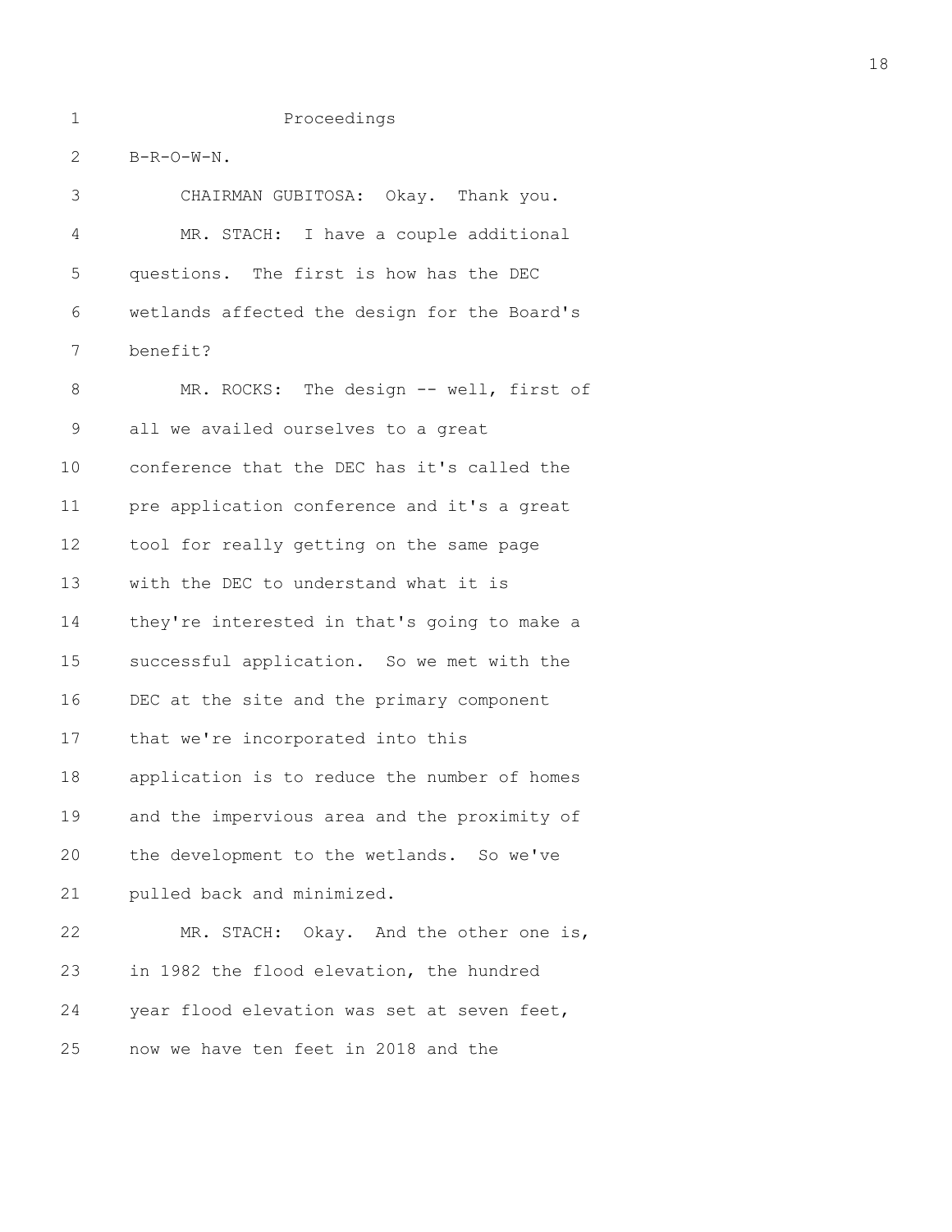B-R-O-W-N.

CHAIRMAN GUBITOSA: Okay. Thank you.

MR. STACH: I have a couple additional questions. The first is how has the DEC wetlands affected the design for the Board's benefit?

MR. ROCKS: The design -- well, first of all we availed ourselves to a great conference that the DEC has it's called the pre application conference and it's a great tool for really getting on the same page with the DEC to understand what it is they're interested in that's going to make a successful application. So we met with the DEC at the site and the primary component that we're incorporated into this application is to reduce the number of homes and the impervious area and the proximity of the development to the wetlands. So we've pulled back and minimized.

MR. STACH: Okay. And the other one is, in 1982 the flood elevation, the hundred year flood elevation was set at seven feet, now we have ten feet in 2018 and the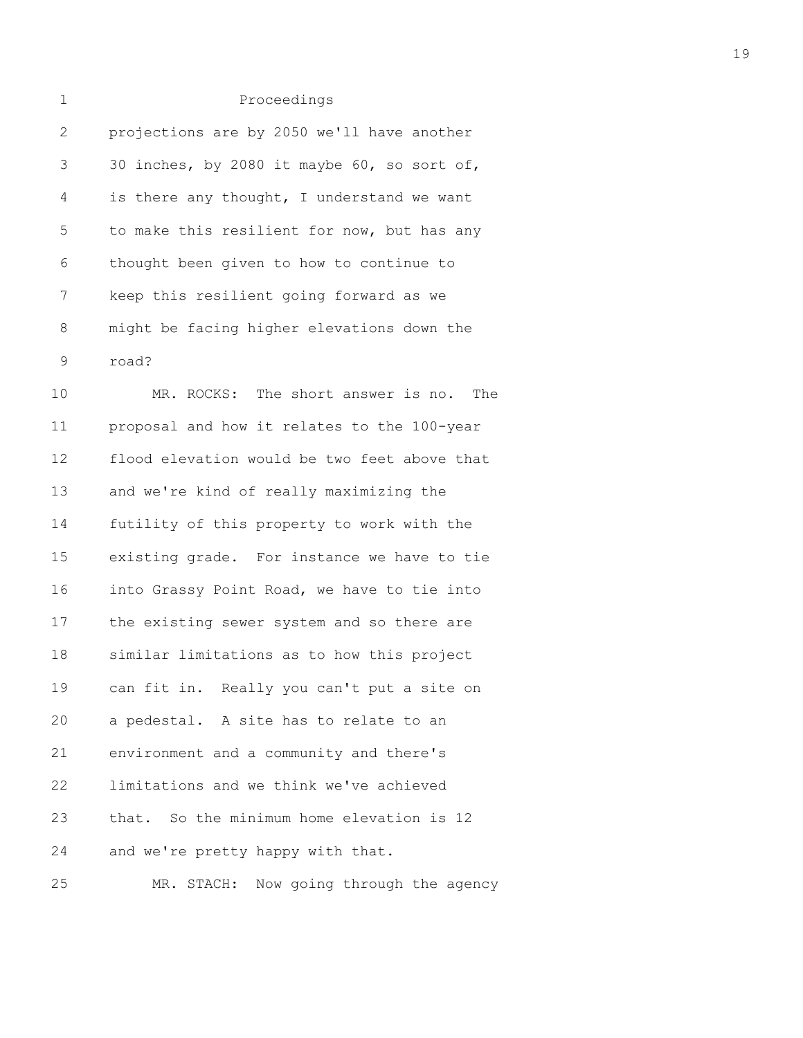Proceedings

projections are by 2050 we'll have another 30 inches, by 2080 it maybe 60, so sort of, is there any thought, I understand we want to make this resilient for now, but has any thought been given to how to continue to keep this resilient going forward as we might be facing higher elevations down the road?

MR. ROCKS: The short answer is no. The proposal and how it relates to the 100-year flood elevation would be two feet above that and we're kind of really maximizing the futility of this property to work with the existing grade. For instance we have to tie into Grassy Point Road, we have to tie into the existing sewer system and so there are similar limitations as to how this project can fit in. Really you can't put a site on a pedestal. A site has to relate to an environment and a community and there's limitations and we think we've achieved that. So the minimum home elevation is 12 and we're pretty happy with that.

MR. STACH: Now going through the agency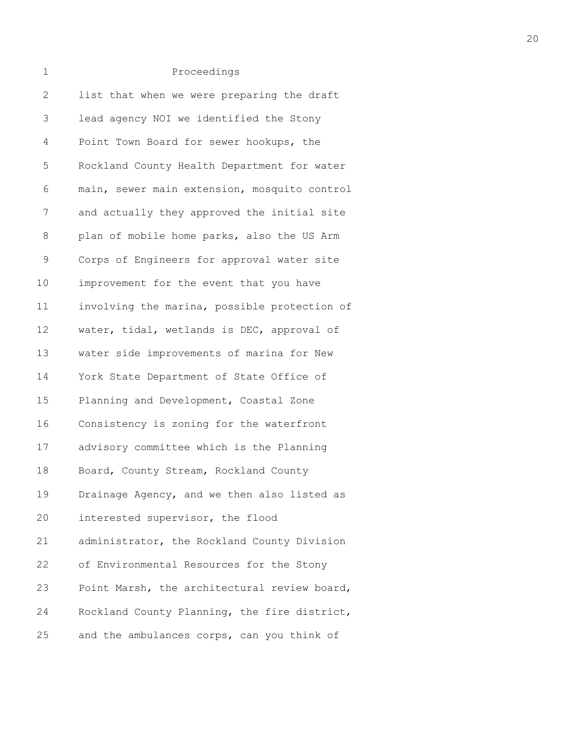Proceedings

list that when we were preparing the draft lead agency NOI we identified the Stony Point Town Board for sewer hookups, the Rockland County Health Department for water main, sewer main extension, mosquito control and actually they approved the initial site plan of mobile home parks, also the US Arm Corps of Engineers for approval water site improvement for the event that you have involving the marina, possible protection of water, tidal, wetlands is DEC, approval of water side improvements of marina for New York State Department of State Office of Planning and Development, Coastal Zone Consistency is zoning for the waterfront advisory committee which is the Planning Board, County Stream, Rockland County Drainage Agency, and we then also listed as interested supervisor, the flood administrator, the Rockland County Division of Environmental Resources for the Stony Point Marsh, the architectural review board, Rockland County Planning, the fire district, and the ambulances corps, can you think of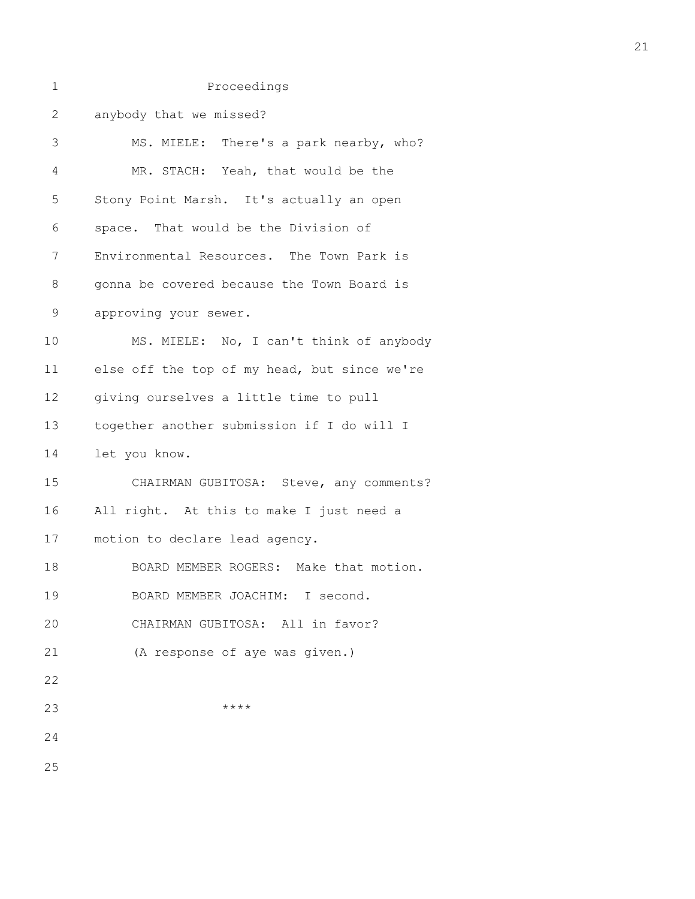Proceedings

anybody that we missed?

MS. MIELE: There's a park nearby, who?

MR. STACH: Yeah, that would be the Stony Point Marsh. It's actually an open space. That would be the Division of Environmental Resources. The Town Park is gonna be covered because the Town Board is approving your sewer.

MS. MIELE: No, I can't think of anybody else off the top of my head, but since we're giving ourselves a little time to pull together another submission if I do will I let you know.

CHAIRMAN GUBITOSA: Steve, any comments? All right. At this to make I just need a motion to declare lead agency.

BOARD MEMBER ROGERS: Make that motion.

BOARD MEMBER JOACHIM: I second.

CHAIRMAN GUBITOSA: All in favor?

(A response of aye was given.)

****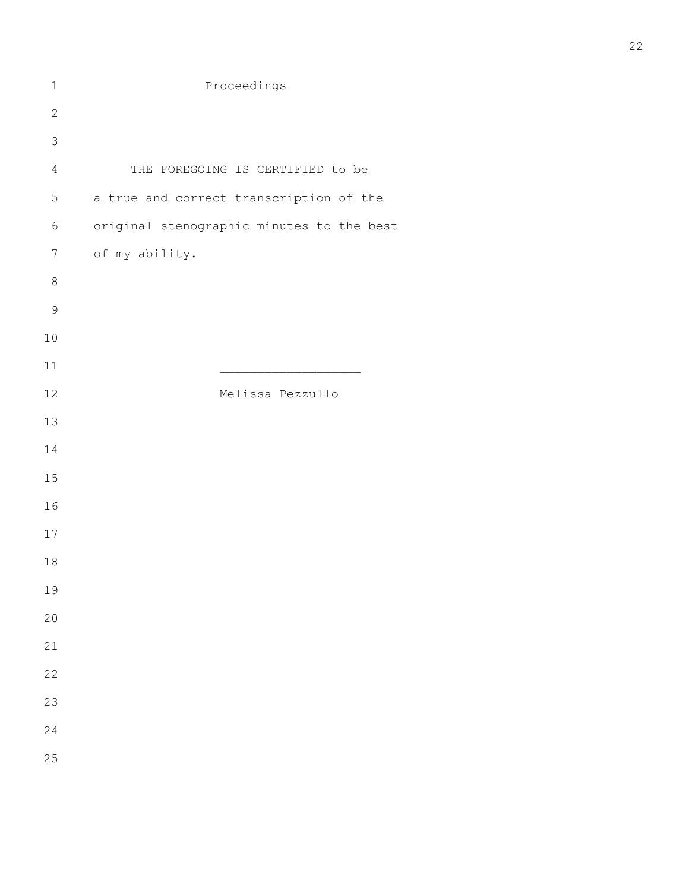Proceedings

THE FOREGOING IS CERTIFIED to be a true and correct transcription of the original stenographic minutes to the best of my ability.

\_\_\_\_\_\_\_\_\_\_\_\_\_\_\_\_\_\_\_

Melissa Pezzullo